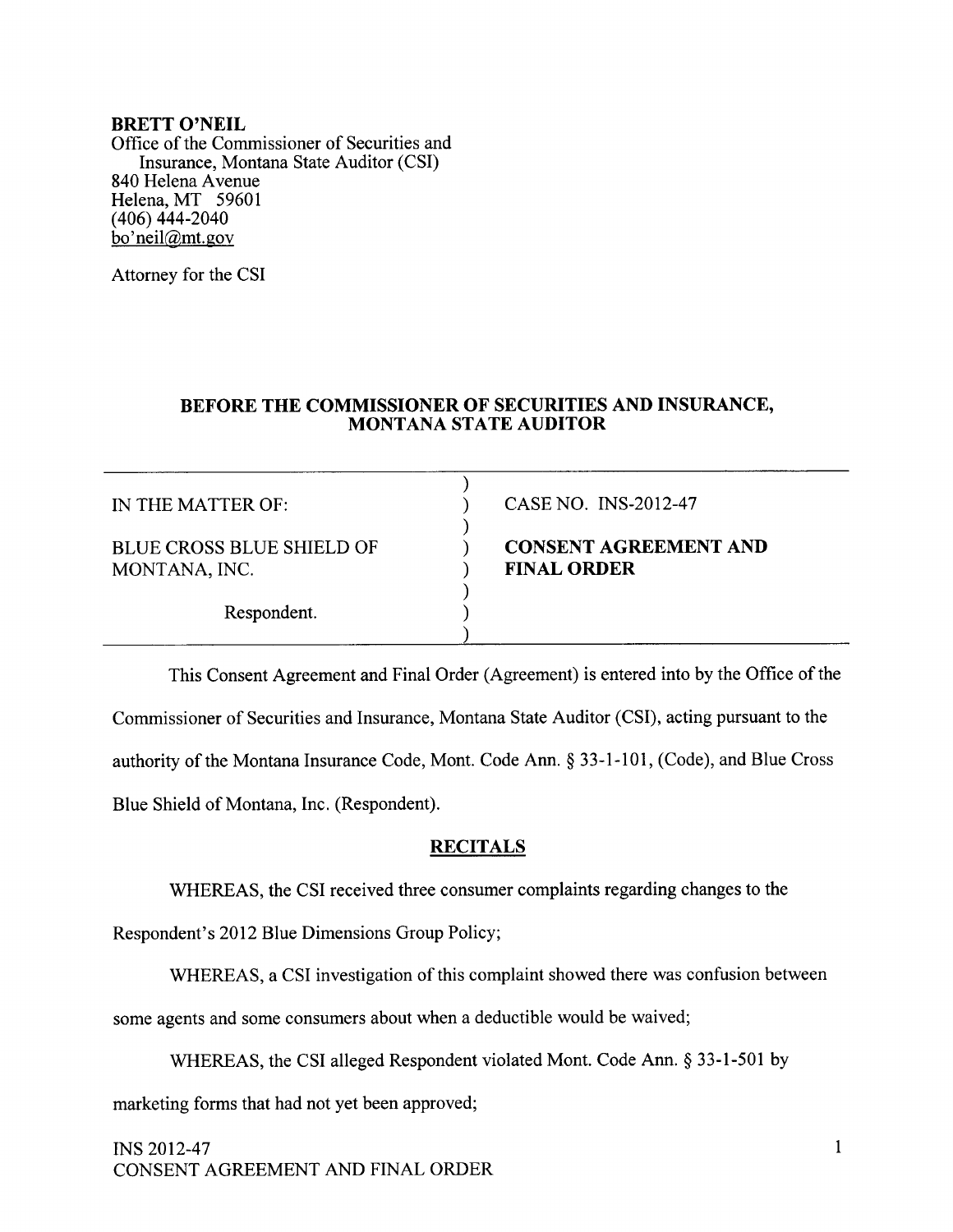**BRETT O'NEIL**
Office of the Commissioner of Securities and
Insurance, Montana State Auditor (CSI)
840 Helena Avenue
Helena, MT 59601
(406) 444-2040
bo'neil@mt.gov

Attorney for the CSI

## BEFORE THE COMMISSIONER OF SECURITIES AND INSURANCE, MONTANA STATE AUDITOR

| | |
|---|---|
| IN THE MATTER OF: | CASE NO. INS-2012-47 |
| BLUE CROSS BLUE SHIELD OF MONTANA, INC. | **CONSENT AGREEMENT AND FINAL ORDER** |
| Respondent. | |

This Consent Agreement and Final Order (Agreement) is entered into by the Office of the Commissioner of Securities and Insurance, Montana State Auditor (CSI), acting pursuant to the authority of the Montana Insurance Code, Mont. Code Ann. § 33-1-101, (Code), and Blue Cross Blue Shield of Montana, Inc. (Respondent).

### RECITALS

WHEREAS, the CSI received three consumer complaints regarding changes to the Respondent's 2012 Blue Dimensions Group Policy;

WHEREAS, a CSI investigation of this complaint showed there was confusion between some agents and some consumers about when a deductible would be waived;

WHEREAS, the CSI alleged Respondent violated Mont. Code Ann. § 33-1-501 by marketing forms that had not yet been approved;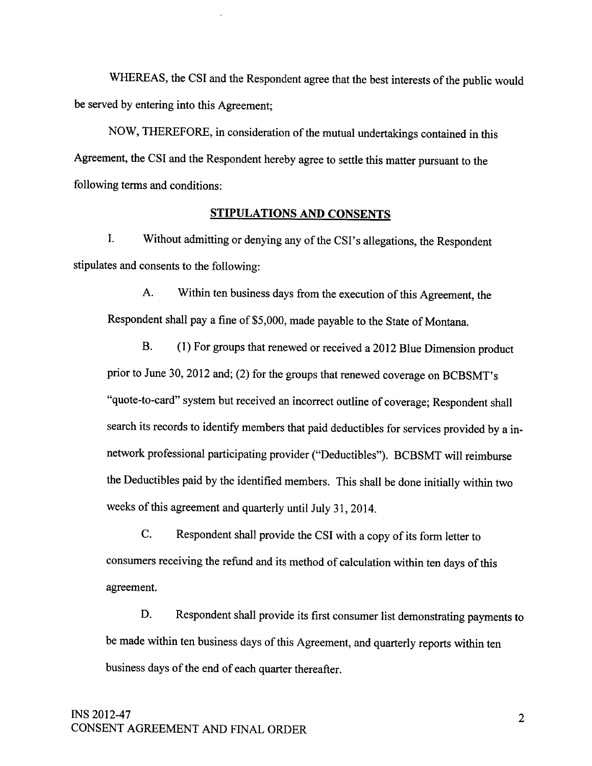WHEREAS, the CSI and the Respondent agree that the best interests of the public would be served by entering into this Agreement;

NOW, THEREFORE, in consideration of the mutual undertakings contained in this Agreement, the CSI and the Respondent hereby agree to settle this matter pursuant to the following terms and conditions:

## STIPULATIONS AND CONSENTS

I. Without admitting or denying any of the CSI's allegations, the Respondent stipulates and consents to the following:

A. Within ten business days from the execution of this Agreement, the Respondent shall pay a fine of $5,000, made payable to the State of Montana.

B. (1) For groups that renewed or received a 2012 Blue Dimension product prior to June 30, 2012 and; (2) for the groups that renewed coverage on BCBSMT's "quote-to-card" system but received an incorrect outline of coverage; Respondent shall search its records to identify members that paid deductibles for services provided by a in-network professional participating provider ("Deductibles"). BCBSMT will reimburse the Deductibles paid by the identified members. This shall be done initially within two weeks of this agreement and quarterly until July 31, 2014.

C. Respondent shall provide the CSI with a copy of its form letter to consumers receiving the refund and its method of calculation within ten days of this agreement.

D. Respondent shall provide its first consumer list demonstrating payments to be made within ten business days of this Agreement, and quarterly reports within ten business days of the end of each quarter thereafter.

INS 2012-47
CONSENT AGREEMENT AND FINAL ORDER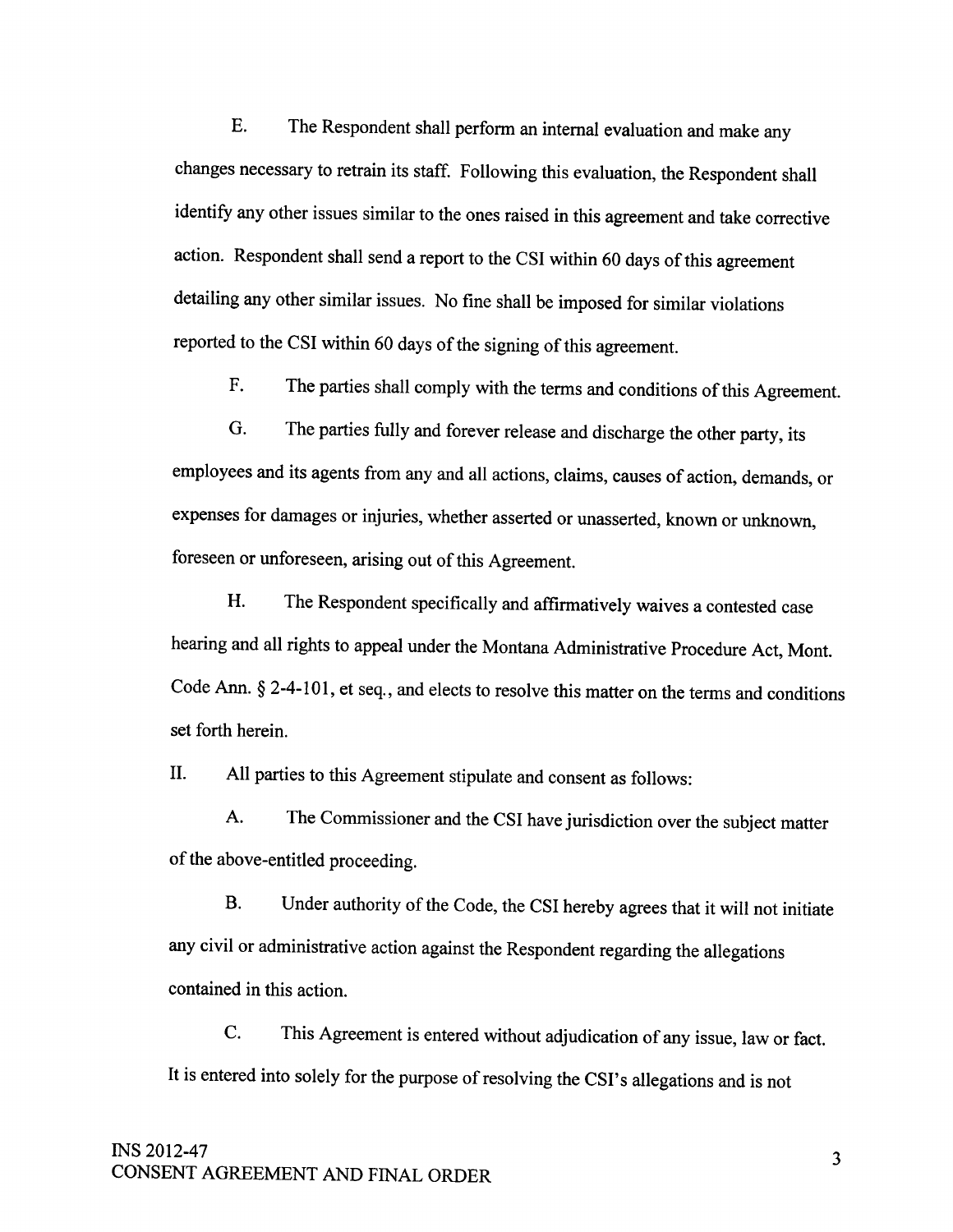E. The Respondent shall perform an internal evaluation and make any changes necessary to retrain its staff. Following this evaluation, the Respondent shall identify any other issues similar to the ones raised in this agreement and take corrective action. Respondent shall send a report to the CSI within 60 days of this agreement detailing any other similar issues. No fine shall be imposed for similar violations reported to the CSI within 60 days of the signing of this agreement.

F. The parties shall comply with the terms and conditions of this Agreement.

G. The parties fully and forever release and discharge the other party, its employees and its agents from any and all actions, claims, causes of action, demands, or expenses for damages or injuries, whether asserted or unasserted, known or unknown, foreseen or unforeseen, arising out of this Agreement.

H. The Respondent specifically and affirmatively waives a contested case hearing and all rights to appeal under the Montana Administrative Procedure Act, Mont. Code Ann. § 2-4-101, et seq., and elects to resolve this matter on the terms and conditions set forth herein.

II. All parties to this Agreement stipulate and consent as follows:

A. The Commissioner and the CSI have jurisdiction over the subject matter of the above-entitled proceeding.

B. Under authority of the Code, the CSI hereby agrees that it will not initiate any civil or administrative action against the Respondent regarding the allegations contained in this action.

C. This Agreement is entered without adjudication of any issue, law or fact. It is entered into solely for the purpose of resolving the CSI's allegations and is not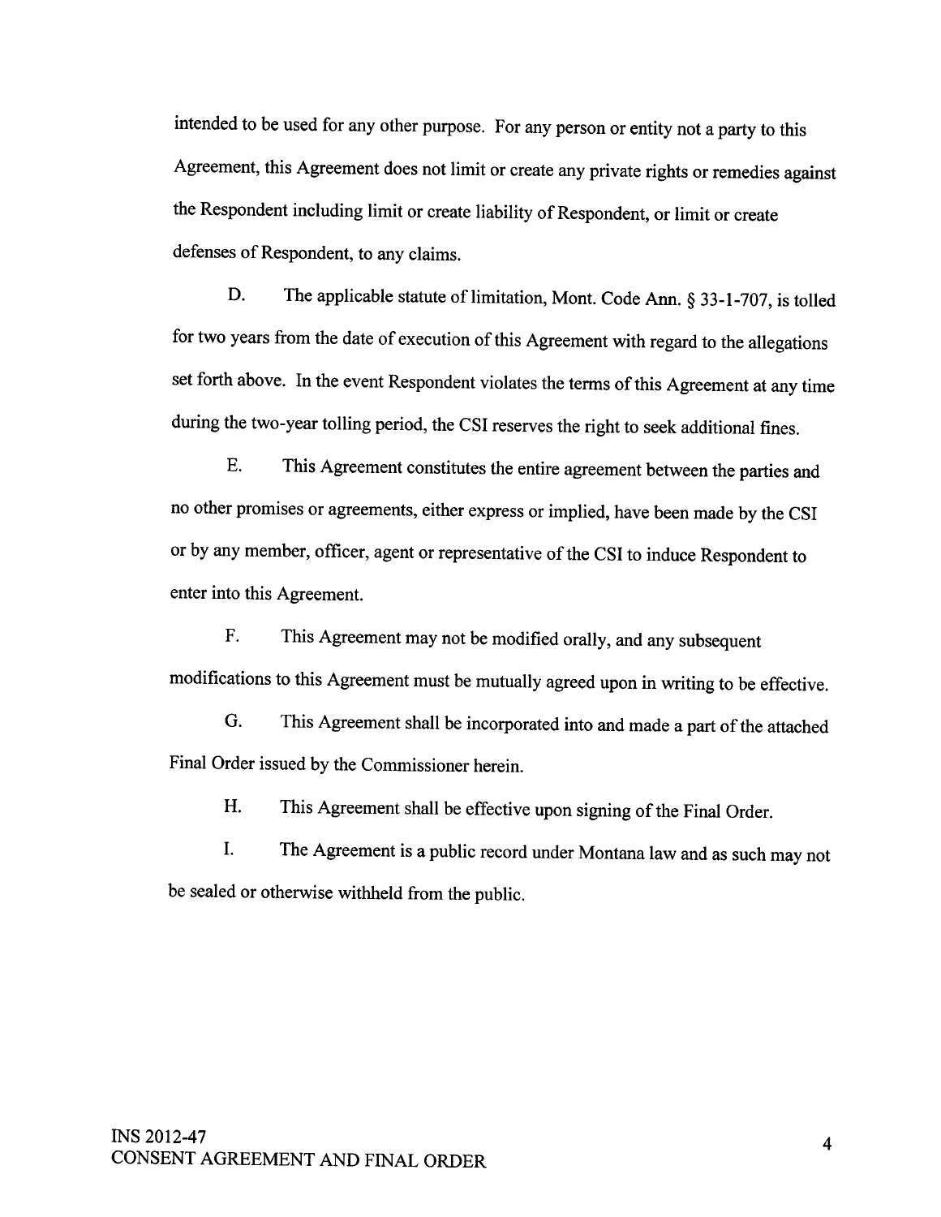intended to be used for any other purpose. For any person or entity not a party to this Agreement, this Agreement does not limit or create any private rights or remedies against the Respondent including limit or create liability of Respondent, or limit or create defenses of Respondent, to any claims.

D. The applicable statute of limitation, Mont. Code Ann. § 33-1-707, is tolled for two years from the date of execution of this Agreement with regard to the allegations set forth above. In the event Respondent violates the terms of this Agreement at any time during the two-year tolling period, the CSI reserves the right to seek additional fines.

E. This Agreement constitutes the entire agreement between the parties and no other promises or agreements, either express or implied, have been made by the CSI or by any member, officer, agent or representative of the CSI to induce Respondent to enter into this Agreement.

F. This Agreement may not be modified orally, and any subsequent modifications to this Agreement must be mutually agreed upon in writing to be effective.

G. This Agreement shall be incorporated into and made a part of the attached Final Order issued by the Commissioner herein.

H. This Agreement shall be effective upon signing of the Final Order.

I. The Agreement is a public record under Montana law and as such may not be sealed or otherwise withheld from the public.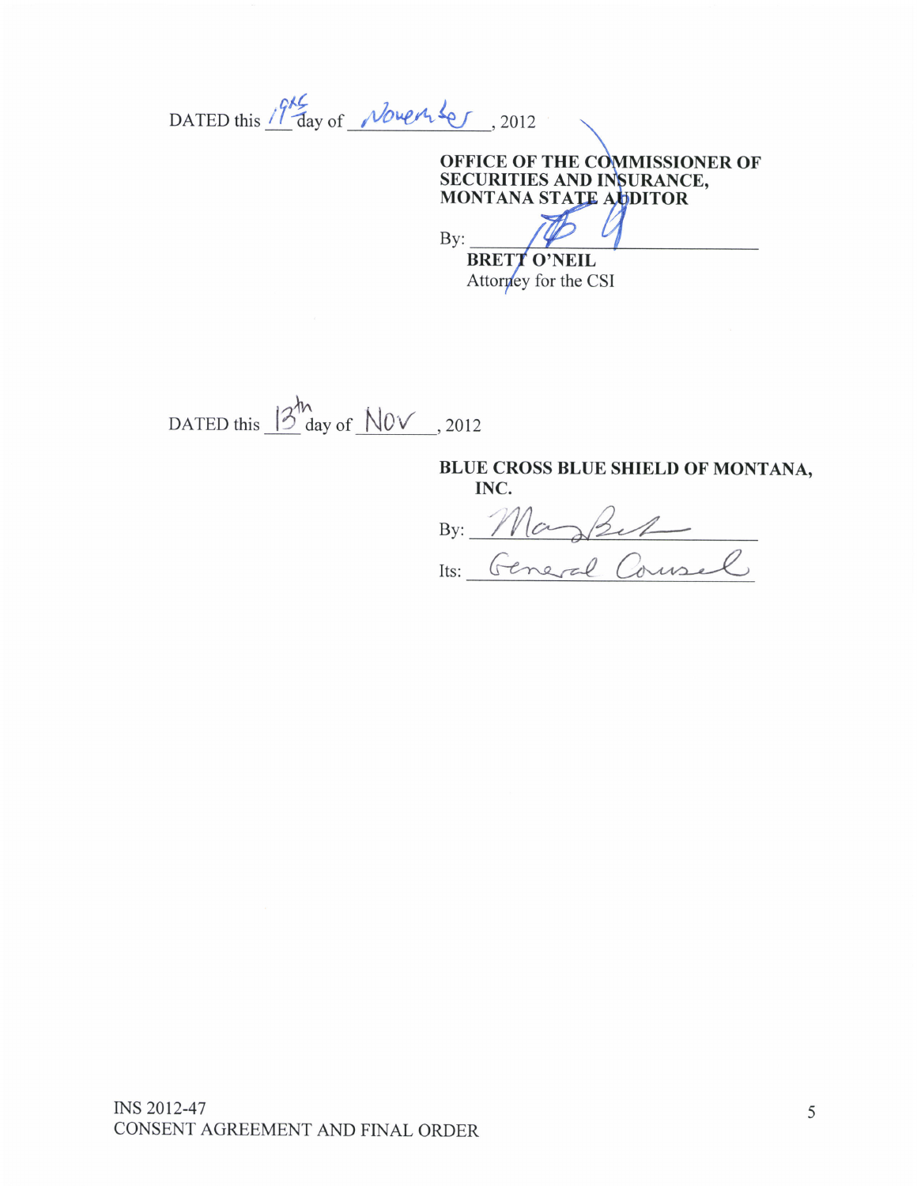DATED this 19th day of November, 2012

**OFFICE OF THE COMMISSIONER OF SECURITIES AND INSURANCE, MONTANA STATE AUDITOR**

By: ______________________________

**BRETT O'NEIL**
Attorney for the CSI

DATED this 13th day of NOV, 2012

**BLUE CROSS BLUE SHIELD OF MONTANA, INC.**

By: ______________________________

Its: General Counsel

INS 2012-47
CONSENT AGREEMENT AND FINAL ORDER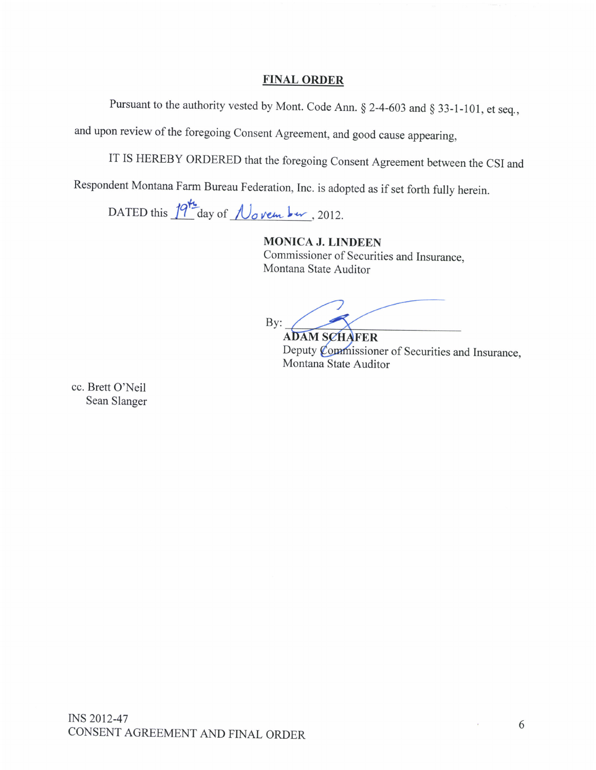## FINAL ORDER

Pursuant to the authority vested by Mont. Code Ann. § 2-4-603 and § 33-1-101, et seq., and upon review of the foregoing Consent Agreement, and good cause appearing,

IT IS HEREBY ORDERED that the foregoing Consent Agreement between the CSI and Respondent Montana Farm Bureau Federation, Inc. is adopted as if set forth fully herein.

DATED this 19th day of November, 2012.

**MONICA J. LINDEEN**
Commissioner of Securities and Insurance,
Montana State Auditor

By: ______________________________
**ADAM SCHAFER**
Deputy Commissioner of Securities and Insurance,
Montana State Auditor

cc. Brett O'Neil
Sean Slanger

INS 2012-47
CONSENT AGREEMENT AND FINAL ORDER